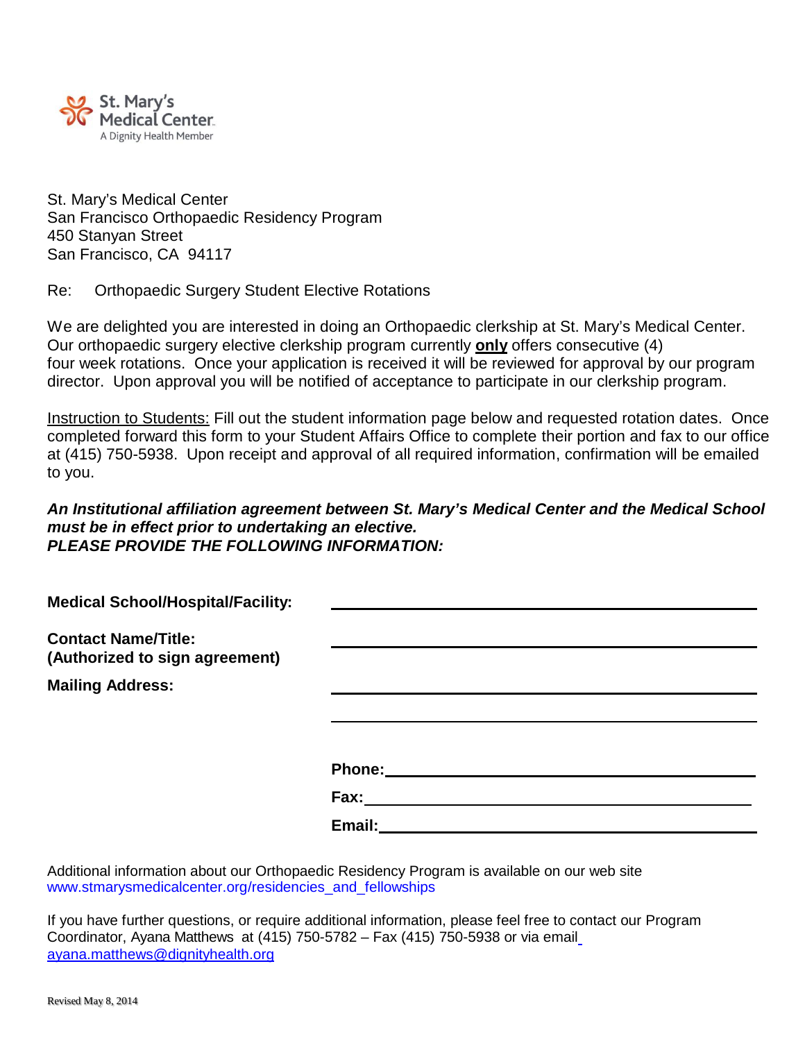St. Mary's Medical Center
A Dignity Health Member

St. Mary's Medical Center
San Francisco Orthopaedic Residency Program
450 Stanyan Street
San Francisco, CA 94117

Re: Orthopaedic Surgery Student Elective Rotations

We are delighted you are interested in doing an Orthopaedic clerkship at St. Mary's Medical Center. Our orthopaedic surgery elective clerkship program currently **only** offers consecutive (4) four week rotations. Once your application is received it will be reviewed for approval by our program director. Upon approval you will be notified of acceptance to participate in our clerkship program.

Instruction to Students: Fill out the student information page below and requested rotation dates. Once completed forward this form to your Student Affairs Office to complete their portion and fax to our office at (415) 750-5938. Upon receipt and approval of all required information, confirmation will be emailed to you.

***An Institutional affiliation agreement between St. Mary's Medical Center and the Medical School must be in effect prior to undertaking an elective.***
***PLEASE PROVIDE THE FOLLOWING INFORMATION:***

**Medical School/Hospital/Facility:** ______________________________

**Contact Name/Title:**
**(Authorized to sign agreement)** ______________________________

**Mailing Address:** ______________________________

______________________________

**Phone:** ______________________________

**Fax:** ______________________________

**Email:** ______________________________

Additional information about our Orthopaedic Residency Program is available on our web site
www.stmarysmedicalcenter.org/residencies_and_fellowships

If you have further questions, or require additional information, please feel free to contact our Program Coordinator, Ayana Matthews at (415) 750-5782 – Fax (415) 750-5938 or via email ayana.matthews@dignityhealth.org

Revised May 8, 2014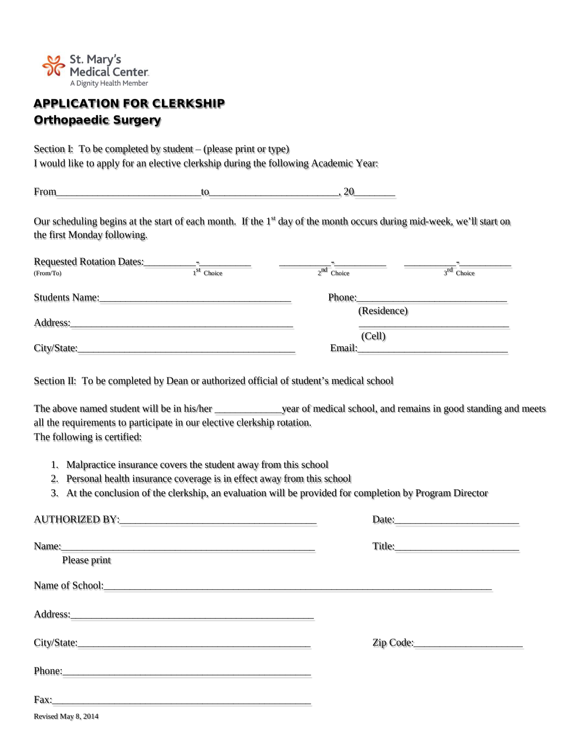St. Mary's Medical Center
A Dignity Health Member

# APPLICATION FOR CLERKSHIP
## Orthopaedic Surgery

Section I: To be completed by student – (please print or type)
I would like to apply for an elective clerkship during the following Academic Year:

From____________________________to_________________________, 20________

Our scheduling begins at the start of each month. If the 1st day of the month occurs during mid-week, we'll start on the first Monday following.

Requested Rotation Dates:__________-__________ __________-__________ __________-__________
(From/To) 1st Choice 2nd Choice 3rd Choice

Students Name:______________________________________ Phone:______________________________
(Residence)

Address:____________________________________________ ______________________________
(Cell)

City/State:__________________________________________ Email:______________________________

Section II: To be completed by Dean or authorized official of student's medical school

The above named student will be in his/her _____________year of medical school, and remains in good standing and meets all the requirements to participate in our elective clerkship rotation.
The following is certified:

1. Malpractice insurance covers the student away from this school
2. Personal health insurance coverage is in effect away from this school
3. At the conclusion of the clerkship, an evaluation will be provided for completion by Program Director

AUTHORIZED BY:_______________________________________ Date:________________________

Name:____________________________________________________ Title:________________________
Please print

Name of School:_____________________________________________________________________________

Address:________________________________________________

City/State:_______________________________________________ Zip Code:_____________________

Phone:___________________________________________________

Fax:_____________________________________________________

Revised May 8, 2014